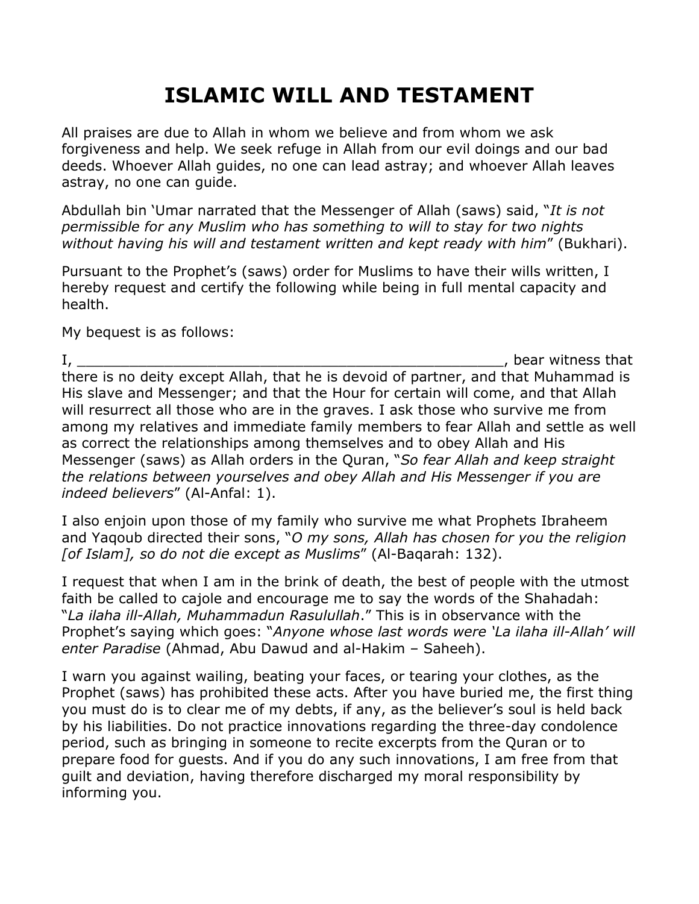# ISLAMIC WILL AND TESTAMENT

All praises are due to Allah in whom we believe and from whom we ask forgiveness and help. We seek refuge in Allah from our evil doings and our bad deeds. Whoever Allah guides, no one can lead astray; and whoever Allah leaves astray, no one can guide.

Abdullah bin 'Umar narrated that the Messenger of Allah (saws) said, "*It is not permissible for any Muslim who has something to will to stay for two nights without having his will and testament written and kept ready with him*" (Bukhari).

Pursuant to the Prophet's (saws) order for Muslims to have their wills written, I hereby request and certify the following while being in full mental capacity and health.

My bequest is as follows:

I, ___________________________________________________, bear witness that there is no deity except Allah, that he is devoid of partner, and that Muhammad is His slave and Messenger; and that the Hour for certain will come, and that Allah will resurrect all those who are in the graves. I ask those who survive me from among my relatives and immediate family members to fear Allah and settle as well as correct the relationships among themselves and to obey Allah and His Messenger (saws) as Allah orders in the Quran, "*So fear Allah and keep straight the relations between yourselves and obey Allah and His Messenger if you are indeed believers*" (Al-Anfal: 1).

I also enjoin upon those of my family who survive me what Prophets Ibraheem and Yaqoub directed their sons, "*O my sons, Allah has chosen for you the religion [of Islam], so do not die except as Muslims*" (Al-Baqarah: 132).

I request that when I am in the brink of death, the best of people with the utmost faith be called to cajole and encourage me to say the words of the Shahadah: "*La ilaha ill-Allah, Muhammadun Rasulullah*." This is in observance with the Prophet's saying which goes: "*Anyone whose last words were 'La ilaha ill-Allah' will enter Paradise* (Ahmad, Abu Dawud and al-Hakim – Saheeh).

I warn you against wailing, beating your faces, or tearing your clothes, as the Prophet (saws) has prohibited these acts. After you have buried me, the first thing you must do is to clear me of my debts, if any, as the believer's soul is held back by his liabilities. Do not practice innovations regarding the three-day condolence period, such as bringing in someone to recite excerpts from the Quran or to prepare food for guests. And if you do any such innovations, I am free from that guilt and deviation, having therefore discharged my moral responsibility by informing you.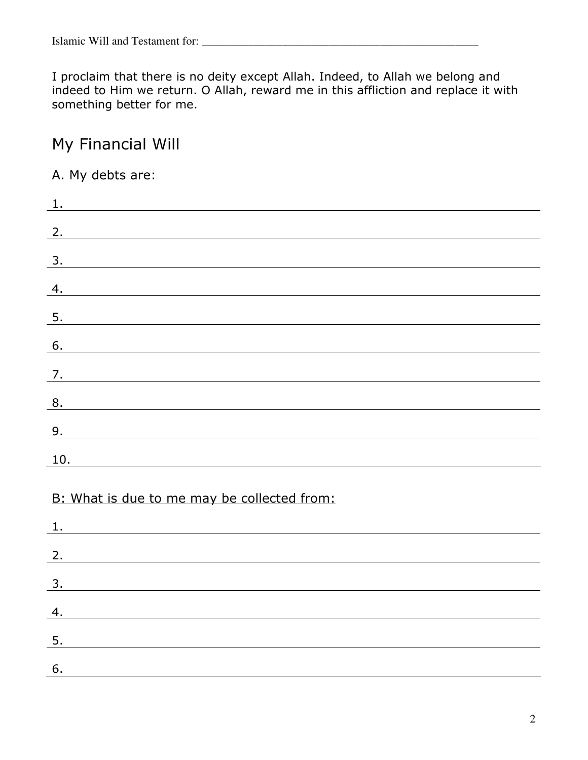I proclaim that there is no deity except Allah. Indeed, to Allah we belong and indeed to Him we return. O Allah, reward me in this affliction and replace it with something better for me.

## My Financial Will

A. My debts are:

1. ______________________________
2. ______________________________
3. ______________________________
4. ______________________________
5. ______________________________
6. ______________________________
7. ______________________________
8. ______________________________
9. ______________________________
10. ______________________________

<u>B: What is due to me may be collected from:</u>

1. ______________________________
2. ______________________________
3. ______________________________
4. ______________________________
5. ______________________________
6. ______________________________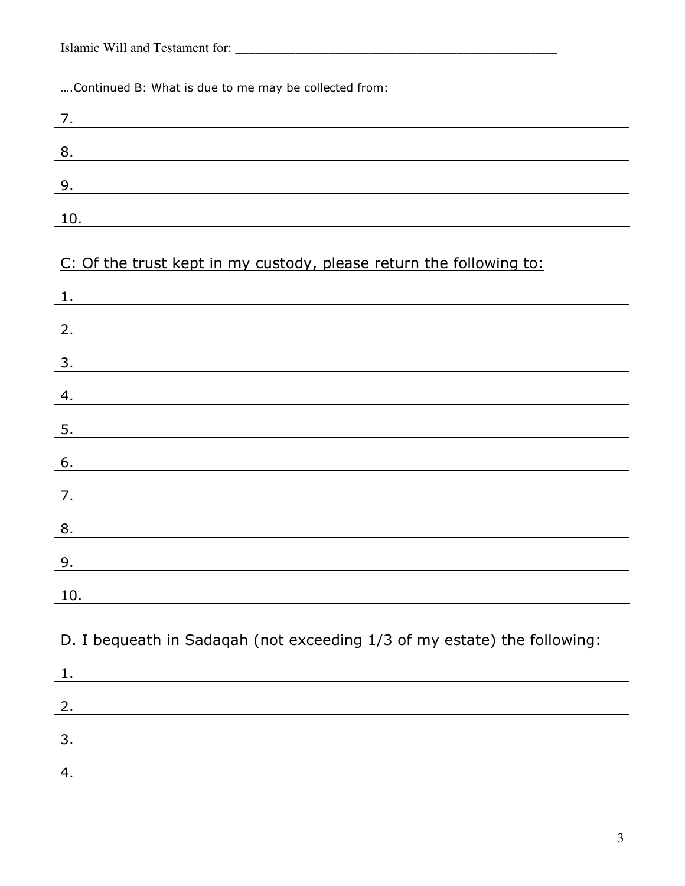Islamic Will and Testament for: _______________________________________________

….Continued B: What is due to me may be collected from:

7. ________________________________________________________________________

8. ________________________________________________________________________

9. ________________________________________________________________________

10. _______________________________________________________________________

C: Of the trust kept in my custody, please return the following to:

1. ________________________________________________________________________

2. ________________________________________________________________________

3. ________________________________________________________________________

4. ________________________________________________________________________

5. ________________________________________________________________________

6. ________________________________________________________________________

7. ________________________________________________________________________

8. ________________________________________________________________________

9. ________________________________________________________________________

10. _______________________________________________________________________

D. I bequeath in Sadaqah (not exceeding 1/3 of my estate) the following:

1. ________________________________________________________________________

2. ________________________________________________________________________

3. ________________________________________________________________________

4. ________________________________________________________________________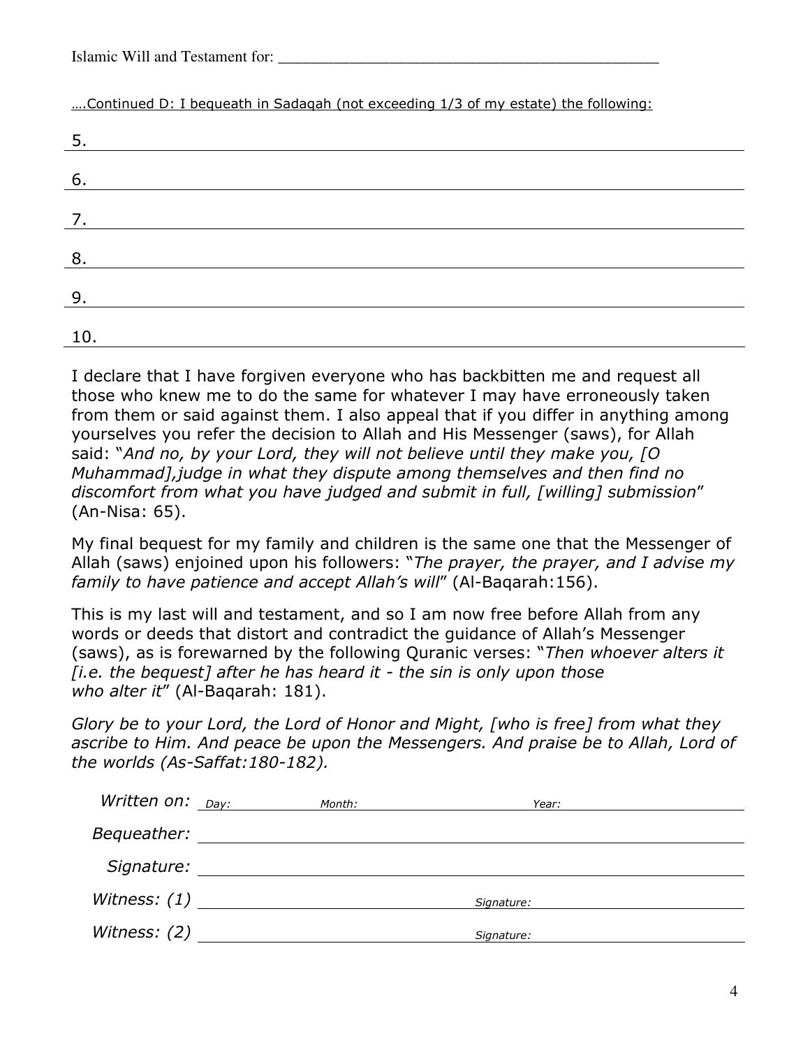Islamic Will and Testament for: ____________________________________________

….Continued D: I bequeath in Sadaqah (not exceeding 1/3 of my estate) the following:

5. ____________________________________________

6. ____________________________________________

7. ____________________________________________

8. ____________________________________________

9. ____________________________________________

10. ____________________________________________

I declare that I have forgiven everyone who has backbitten me and request all those who knew me to do the same for whatever I may have erroneously taken from them or said against them. I also appeal that if you differ in anything among yourselves you refer the decision to Allah and His Messenger (saws), for Allah said: "*And no, by your Lord, they will not believe until they make you, [O Muhammad],judge in what they dispute among themselves and then find no discomfort from what you have judged and submit in full, [willing] submission*" (An-Nisa: 65).

My final bequest for my family and children is the same one that the Messenger of Allah (saws) enjoined upon his followers: "*The prayer, the prayer, and I advise my family to have patience and accept Allah's will*" (Al-Baqarah:156).

This is my last will and testament, and so I am now free before Allah from any words or deeds that distort and contradict the guidance of Allah's Messenger (saws), as is forewarned by the following Quranic verses: "*Then whoever alters it [i.e. the bequest] after he has heard it - the sin is only upon those who alter it*" (Al-Baqarah: 181).

*Glory be to your Lord, the Lord of Honor and Might, [who is free] from what they ascribe to Him. And peace be upon the Messengers. And praise be to Allah, Lord of the worlds (As-Saffat:180-182).*

*Written on:* *Day:* __________ *Month:* __________ *Year:* __________

*Bequeather:* ____________________________________________

*Signature:* ____________________________________________

*Witness: (1)* ______________________ *Signature:* ______________________

*Witness: (2)* ______________________ *Signature:* ______________________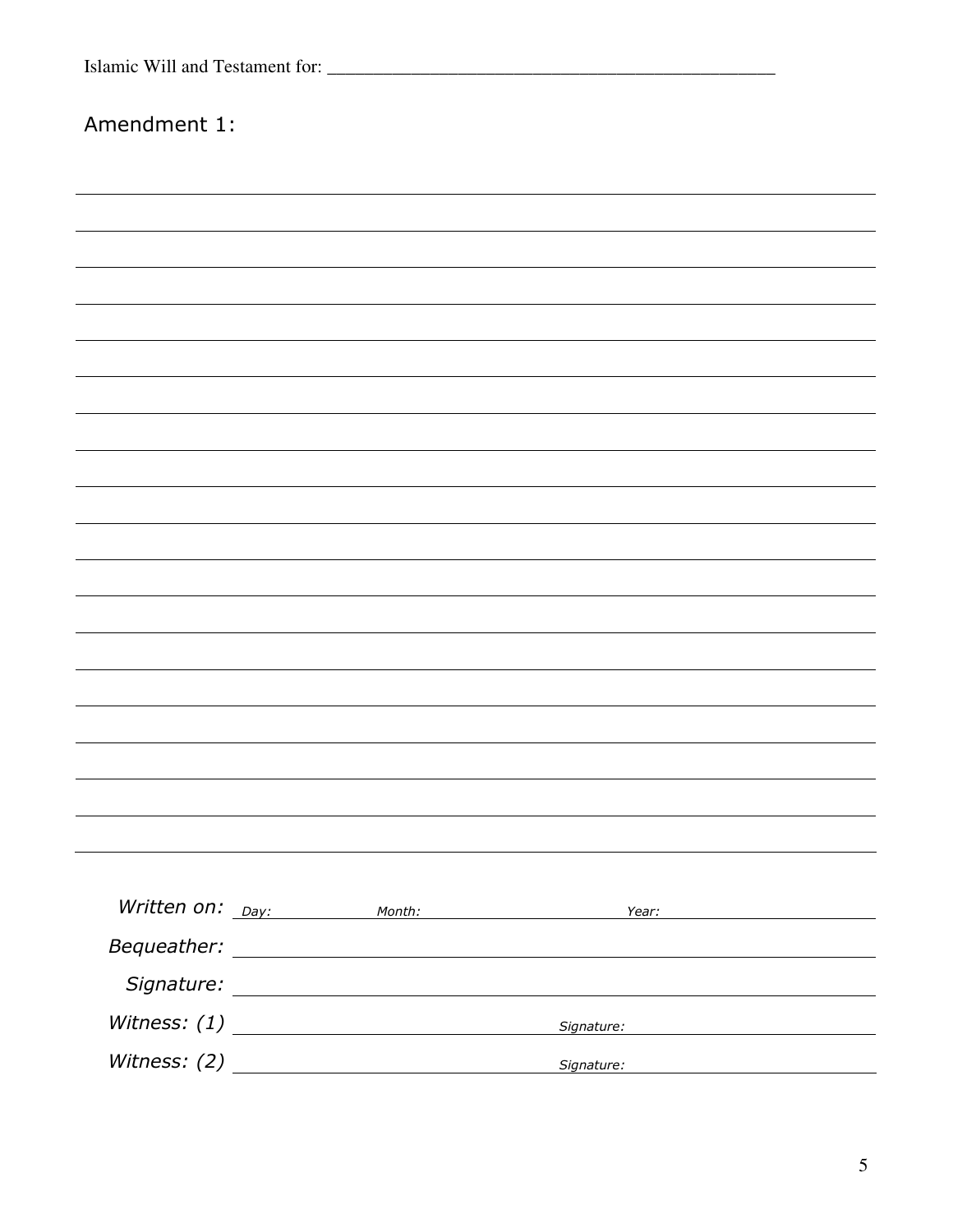Islamic Will and Testament for: ______________________________________________________

## Amendment 1:

______________________________________________________________________________

______________________________________________________________________________

______________________________________________________________________________

______________________________________________________________________________

______________________________________________________________________________

______________________________________________________________________________

______________________________________________________________________________

______________________________________________________________________________

______________________________________________________________________________

______________________________________________________________________________

______________________________________________________________________________

______________________________________________________________________________

______________________________________________________________________________

______________________________________________________________________________

______________________________________________________________________________

______________________________________________________________________________

______________________________________________________________________________

______________________________________________________________________________

*Written on:* *Day:* ____________ *Month:* ____________ *Year:* ____________

*Bequeather:* ______________________________________________

*Signature:* ______________________________________________

*Witness: (1)* ______________________ *Signature:* ______________________

*Witness: (2)* ______________________ *Signature:* ______________________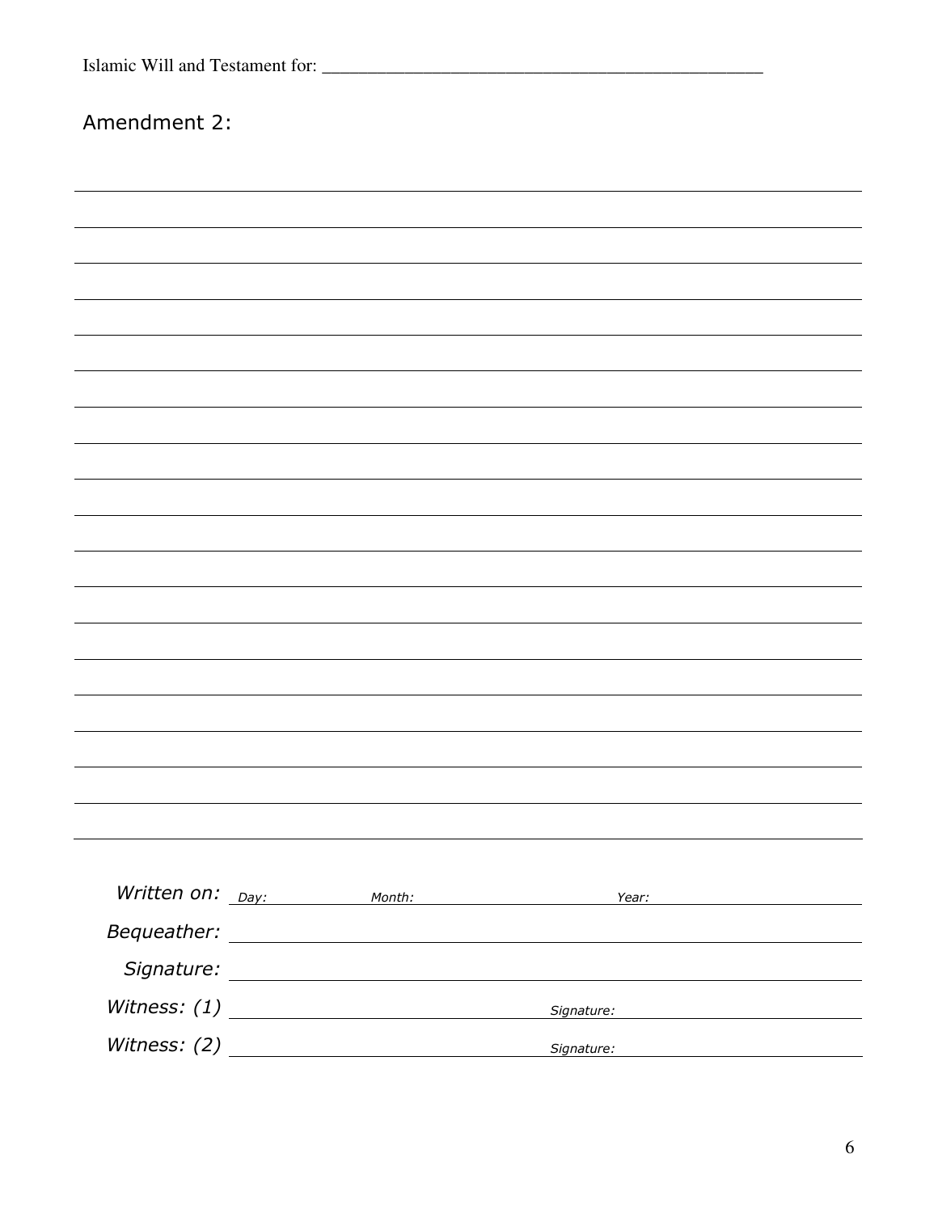Islamic Will and Testament for: ____________________________________________________

## Amendment 2:

_______________________________________________________________________________

_______________________________________________________________________________

_______________________________________________________________________________

_______________________________________________________________________________

_______________________________________________________________________________

_______________________________________________________________________________

_______________________________________________________________________________

_______________________________________________________________________________

_______________________________________________________________________________

_______________________________________________________________________________

_______________________________________________________________________________

_______________________________________________________________________________

_______________________________________________________________________________

_______________________________________________________________________________

_______________________________________________________________________________

_______________________________________________________________________________

_______________________________________________________________________________

_______________________________________________________________________________

*Written on:* *Day:* __________ *Month:* __________ *Year:* __________

*Bequeather:* ____________________________________________

*Signature:* ____________________________________________

*Witness: (1)* ____________________ *Signature:* ____________________

*Witness: (2)* ____________________ *Signature:* ____________________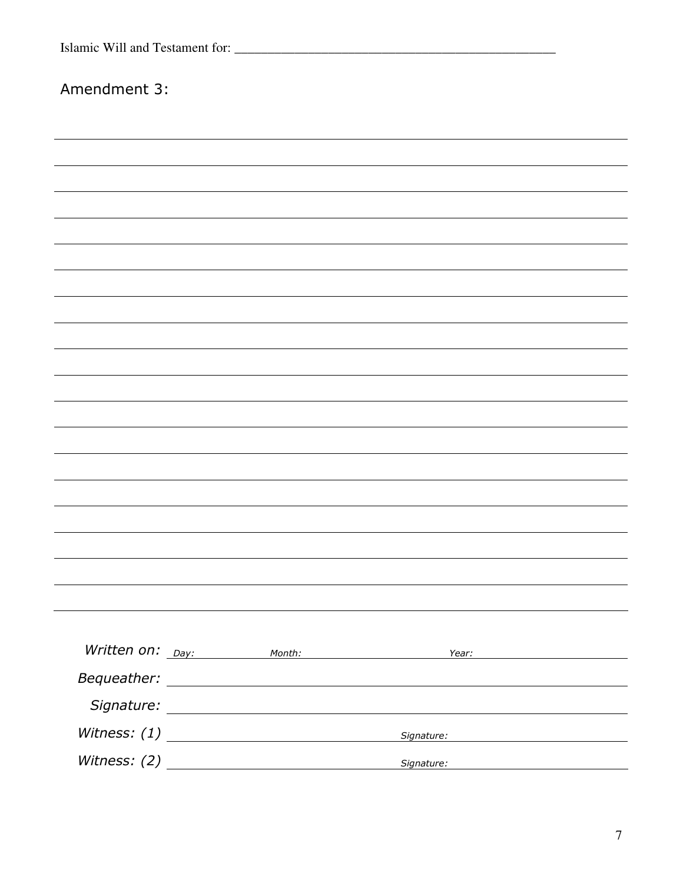Islamic Will and Testament for: ________________________________________________

## Amendment 3:

_______________________________________________________________________________

_______________________________________________________________________________

_______________________________________________________________________________

_______________________________________________________________________________

_______________________________________________________________________________

_______________________________________________________________________________

_______________________________________________________________________________

_______________________________________________________________________________

_______________________________________________________________________________

_______________________________________________________________________________

_______________________________________________________________________________

_______________________________________________________________________________

_______________________________________________________________________________

_______________________________________________________________________________

_______________________________________________________________________________

_______________________________________________________________________________

_______________________________________________________________________________

_______________________________________________________________________________

*Written on:* *Day:* ____________ *Month:* ____________________ *Year:* ____________________

*Bequeather:* ____________________________________________________________

*Signature:* ____________________________________________________________

*Witness: (1)* ______________________________ *Signature:* ______________________

*Witness: (2)* ______________________________ *Signature:* ______________________